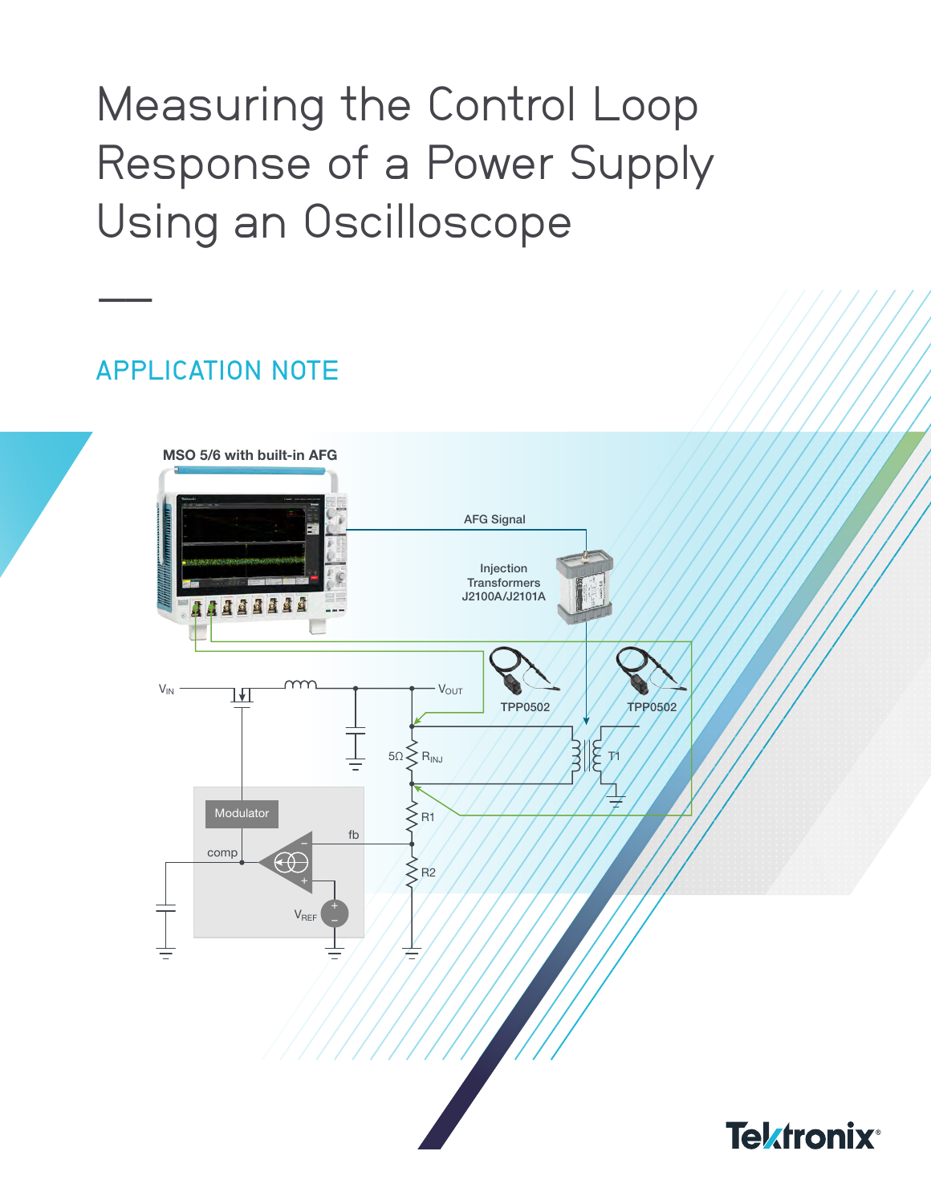# Measuring the Control Loop Response of a Power Supply Using an Oscilloscope

APPLICATION NOTE

MSO 5/6 with built-in AFG

AFG Signal

Injection Transformers J2100A/J2101A

TPP0502

TPP0502

$V_{IN}$

$V_{OUT}$

5Ω $R_{INJ}$

T1

R1

R2

Modulator

comp

fb

$V_{REF}$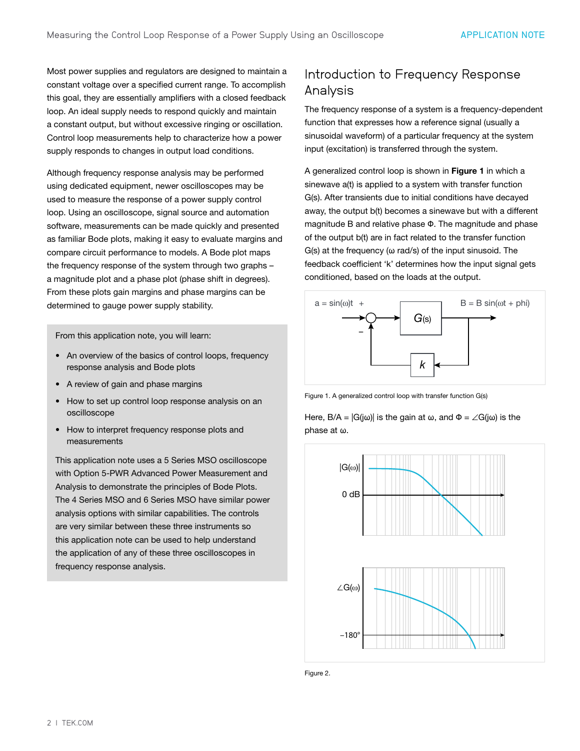Most power supplies and regulators are designed to maintain a constant voltage over a specified current range. To accomplish this goal, they are essentially amplifiers with a closed feedback loop. An ideal supply needs to respond quickly and maintain a constant output, but without excessive ringing or oscillation. Control loop measurements help to characterize how a power supply responds to changes in output load conditions.

Although frequency response analysis may be performed using dedicated equipment, newer oscilloscopes may be used to measure the response of a power supply control loop. Using an oscilloscope, signal source and automation software, measurements can be made quickly and presented as familiar Bode plots, making it easy to evaluate margins and compare circuit performance to models. A Bode plot maps the frequency response of the system through two graphs – a magnitude plot and a phase plot (phase shift in degrees). From these plots gain margins and phase margins can be determined to gauge power supply stability.

From this application note, you will learn:

- An overview of the basics of control loops, frequency response analysis and Bode plots
- A review of gain and phase margins
- How to set up control loop response analysis on an oscilloscope
- How to interpret frequency response plots and measurements

This application note uses a 5 Series MSO oscilloscope with Option 5-PWR Advanced Power Measurement and Analysis to demonstrate the principles of Bode Plots. The 4 Series MSO and 6 Series MSO have similar power analysis options with similar capabilities. The controls are very similar between these three instruments so this application note can be used to help understand the application of any of these three oscilloscopes in frequency response analysis.

## Introduction to Frequency Response Analysis

The frequency response of a system is a frequency-dependent function that expresses how a reference signal (usually a sinusoidal waveform) of a particular frequency at the system input (excitation) is transferred through the system.

A generalized control loop is shown in **Figure 1** in which a sinewave a(t) is applied to a system with transfer function G(s). After transients due to initial conditions have decayed away, the output b(t) becomes a sinewave but with a different magnitude B and relative phase Φ. The magnitude and phase of the output b(t) are in fact related to the transfer function G(s) at the frequency (ω rad/s) of the input sinusoid. The feedback coefficient 'k' determines how the input signal gets conditioned, based on the loads at the output.

Figure 1. A generalized control loop with transfer function G(s)

Here, $B/A = |G(j\omega)|$ is the gain at ω, and $\Phi = \angle G(j\omega)$ is the phase at ω.

Figure 2.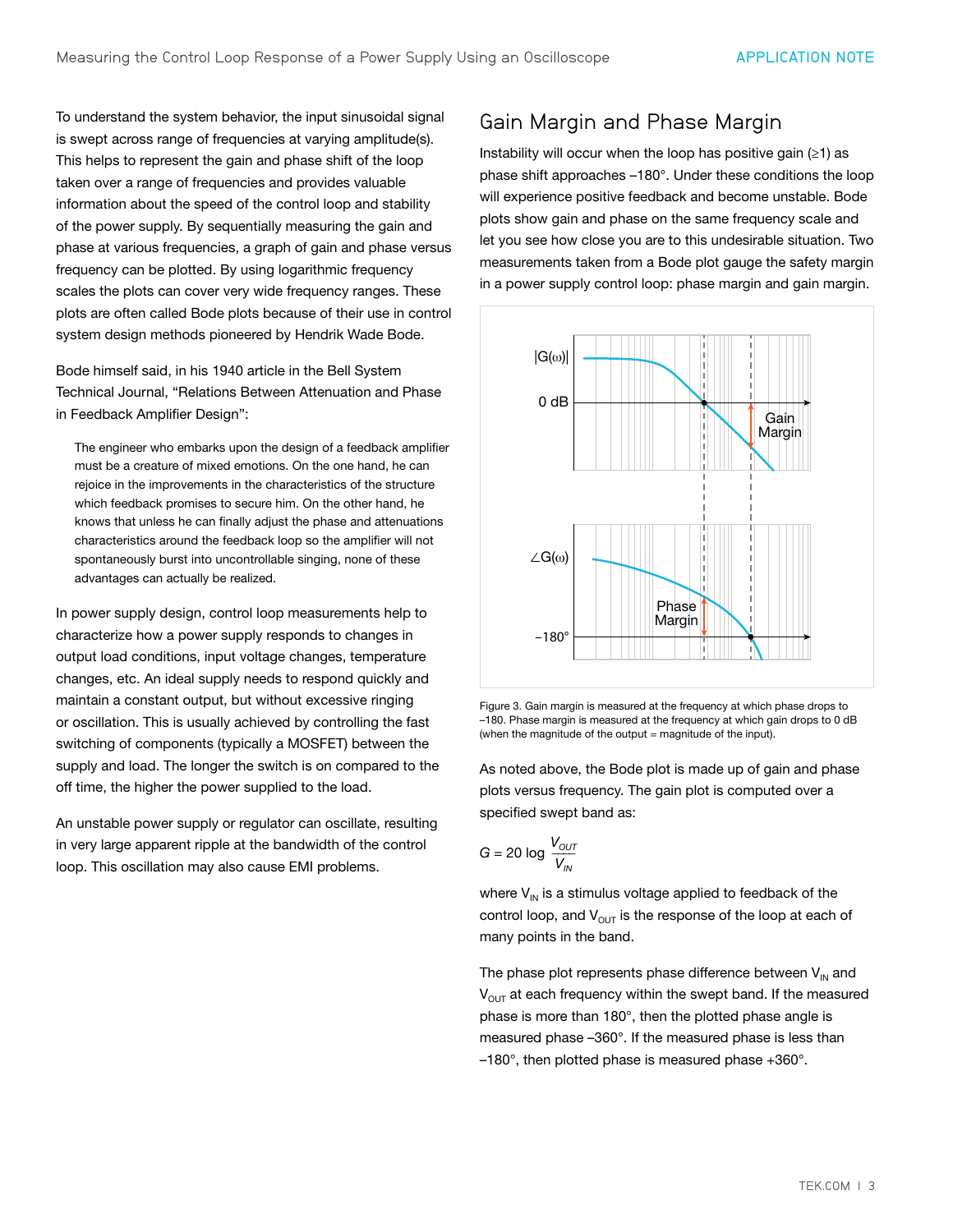To understand the system behavior, the input sinusoidal signal is swept across range of frequencies at varying amplitude(s). This helps to represent the gain and phase shift of the loop taken over a range of frequencies and provides valuable information about the speed of the control loop and stability of the power supply. By sequentially measuring the gain and phase at various frequencies, a graph of gain and phase versus frequency can be plotted. By using logarithmic frequency scales the plots can cover very wide frequency ranges. These plots are often called Bode plots because of their use in control system design methods pioneered by Hendrik Wade Bode.

Bode himself said, in his 1940 article in the Bell System Technical Journal, "Relations Between Attenuation and Phase in Feedback Amplifier Design":

> The engineer who embarks upon the design of a feedback amplifier must be a creature of mixed emotions. On the one hand, he can rejoice in the improvements in the characteristics of the structure which feedback promises to secure him. On the other hand, he knows that unless he can finally adjust the phase and attenuations characteristics around the feedback loop so the amplifier will not spontaneously burst into uncontrollable singing, none of these advantages can actually be realized.

In power supply design, control loop measurements help to characterize how a power supply responds to changes in output load conditions, input voltage changes, temperature changes, etc. An ideal supply needs to respond quickly and maintain a constant output, but without excessive ringing or oscillation. This is usually achieved by controlling the fast switching of components (typically a MOSFET) between the supply and load. The longer the switch is on compared to the off time, the higher the power supplied to the load.

An unstable power supply or regulator can oscillate, resulting in very large apparent ripple at the bandwidth of the control loop. This oscillation may also cause EMI problems.

## Gain Margin and Phase Margin

Instability will occur when the loop has positive gain (≥1) as phase shift approaches –180°. Under these conditions the loop will experience positive feedback and become unstable. Bode plots show gain and phase on the same frequency scale and let you see how close you are to this undesirable situation. Two measurements taken from a Bode plot gauge the safety margin in a power supply control loop: phase margin and gain margin.

Figure 3. Gain margin is measured at the frequency at which phase drops to –180. Phase margin is measured at the frequency at which gain drops to 0 dB (when the magnitude of the output = magnitude of the input).

As noted above, the Bode plot is made up of gain and phase plots versus frequency. The gain plot is computed over a specified swept band as:

$$G = 20 \log \frac{V_{OUT}}{V_{IN}}$$

where $V_{IN}$ is a stimulus voltage applied to feedback of the control loop, and $V_{OUT}$ is the response of the loop at each of many points in the band.

The phase plot represents phase difference between $V_{IN}$ and $V_{OUT}$ at each frequency within the swept band. If the measured phase is more than 180°, then the plotted phase angle is measured phase –360°. If the measured phase is less than –180°, then plotted phase is measured phase +360°.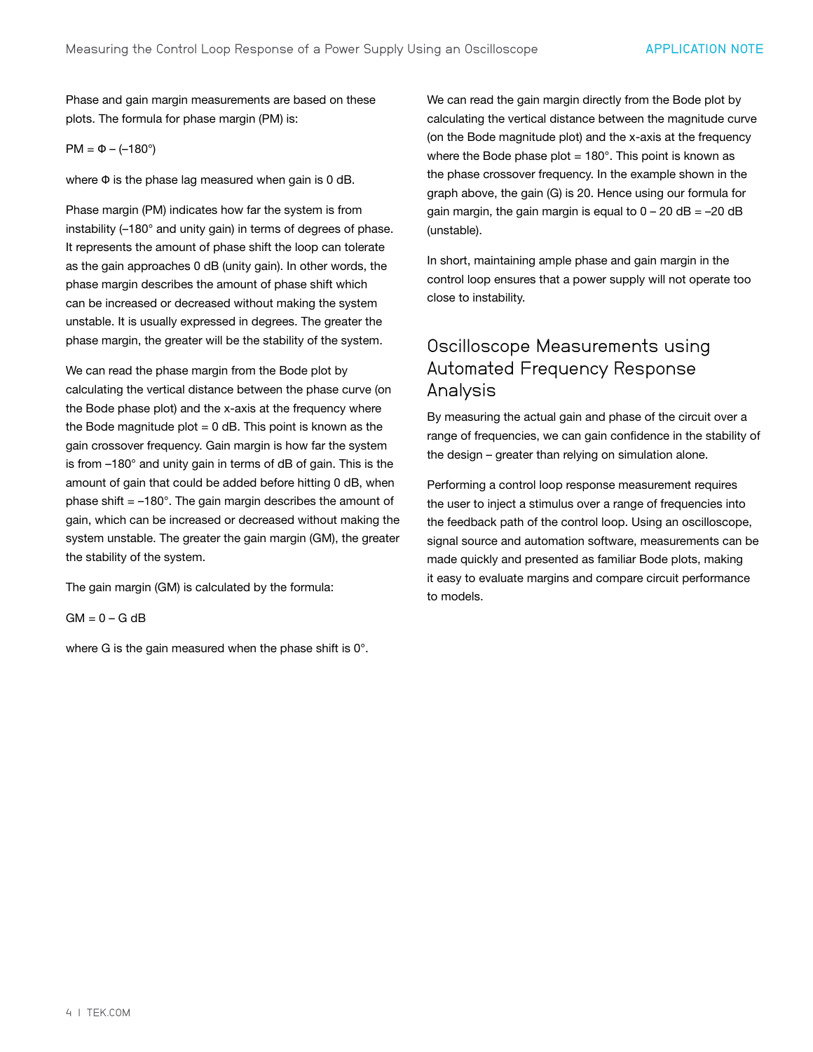Phase and gain margin measurements are based on these plots. The formula for phase margin (PM) is:

$$PM = \Phi - (-180°)$$

where Φ is the phase lag measured when gain is 0 dB.

Phase margin (PM) indicates how far the system is from instability (–180° and unity gain) in terms of degrees of phase. It represents the amount of phase shift the loop can tolerate as the gain approaches 0 dB (unity gain). In other words, the phase margin describes the amount of phase shift which can be increased or decreased without making the system unstable. It is usually expressed in degrees. The greater the phase margin, the greater will be the stability of the system.

We can read the phase margin from the Bode plot by calculating the vertical distance between the phase curve (on the Bode phase plot) and the x-axis at the frequency where the Bode magnitude plot = 0 dB. This point is known as the gain crossover frequency. Gain margin is how far the system is from –180° and unity gain in terms of dB of gain. This is the amount of gain that could be added before hitting 0 dB, when phase shift = –180°. The gain margin describes the amount of gain, which can be increased or decreased without making the system unstable. The greater the gain margin (GM), the greater the stability of the system.

The gain margin (GM) is calculated by the formula:

$$GM = 0 - G \text{ dB}$$

where G is the gain measured when the phase shift is 0°.

We can read the gain margin directly from the Bode plot by calculating the vertical distance between the magnitude curve (on the Bode magnitude plot) and the x-axis at the frequency where the Bode phase plot = 180°. This point is known as the phase crossover frequency. In the example shown in the graph above, the gain (G) is 20. Hence using our formula for gain margin, the gain margin is equal to 0 – 20 dB = –20 dB (unstable).

In short, maintaining ample phase and gain margin in the control loop ensures that a power supply will not operate too close to instability.

## Oscilloscope Measurements using Automated Frequency Response Analysis

By measuring the actual gain and phase of the circuit over a range of frequencies, we can gain confidence in the stability of the design – greater than relying on simulation alone.

Performing a control loop response measurement requires the user to inject a stimulus over a range of frequencies into the feedback path of the control loop. Using an oscilloscope, signal source and automation software, measurements can be made quickly and presented as familiar Bode plots, making it easy to evaluate margins and compare circuit performance to models.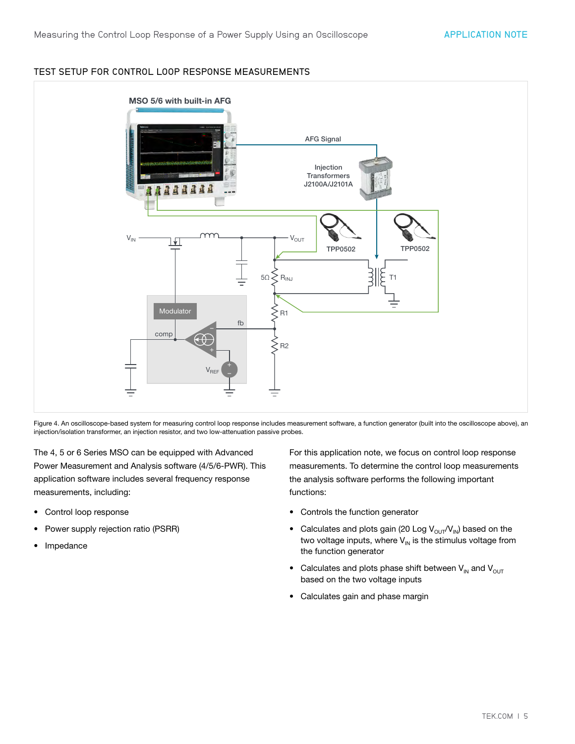## TEST SETUP FOR CONTROL LOOP RESPONSE MEASUREMENTS

Figure 4. An oscilloscope-based system for measuring control loop response includes measurement software, a function generator (built into the oscilloscope above), an injection/isolation transformer, an injection resistor, and two low-attenuation passive probes.

The 4, 5 or 6 Series MSO can be equipped with Advanced Power Measurement and Analysis software (4/5/6-PWR). This application software includes several frequency response measurements, including:

- Control loop response
- Power supply rejection ratio (PSRR)
- Impedance

For this application note, we focus on control loop response measurements. To determine the control loop measurements the analysis software performs the following important functions:

- Controls the function generator
- Calculates and plots gain (20 Log $V_{OUT}/V_{IN}$) based on the two voltage inputs, where $V_{IN}$ is the stimulus voltage from the function generator
- Calculates and plots phase shift between $V_{IN}$ and $V_{OUT}$ based on the two voltage inputs
- Calculates gain and phase margin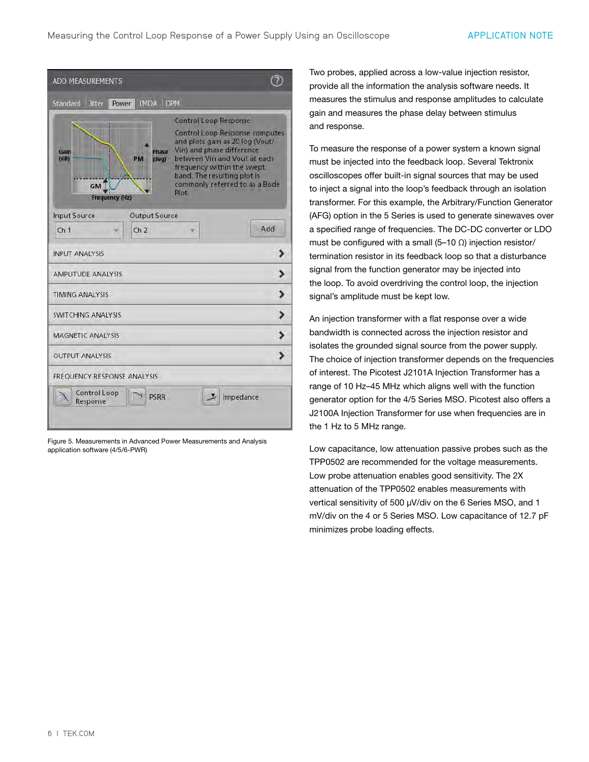Figure 5. Measurements in Advanced Power Measurements and Analysis application software (4/5/6-PWR)

Two probes, applied across a low-value injection resistor, provide all the information the analysis software needs. It measures the stimulus and response amplitudes to calculate gain and measures the phase delay between stimulus and response.

To measure the response of a power system a known signal must be injected into the feedback loop. Several Tektronix oscilloscopes offer built-in signal sources that may be used to inject a signal into the loop's feedback through an isolation transformer. For this example, the Arbitrary/Function Generator (AFG) option in the 5 Series is used to generate sinewaves over a specified range of frequencies. The DC-DC converter or LDO must be configured with a small (5–10 Ω) injection resistor/termination resistor in its feedback loop so that a disturbance signal from the function generator may be injected into the loop. To avoid overdriving the control loop, the injection signal's amplitude must be kept low.

An injection transformer with a flat response over a wide bandwidth is connected across the injection resistor and isolates the grounded signal source from the power supply. The choice of injection transformer depends on the frequencies of interest. The Picotest J2101A Injection Transformer has a range of 10 Hz–45 MHz which aligns well with the function generator option for the 4/5 Series MSO. Picotest also offers a J2100A Injection Transformer for use when frequencies are in the 1 Hz to 5 MHz range.

Low capacitance, low attenuation passive probes such as the TPP0502 are recommended for the voltage measurements. Low probe attenuation enables good sensitivity. The 2X attenuation of the TPP0502 enables measurements with vertical sensitivity of 500 µV/div on the 6 Series MSO, and 1 mV/div on the 4 or 5 Series MSO. Low capacitance of 12.7 pF minimizes probe loading effects.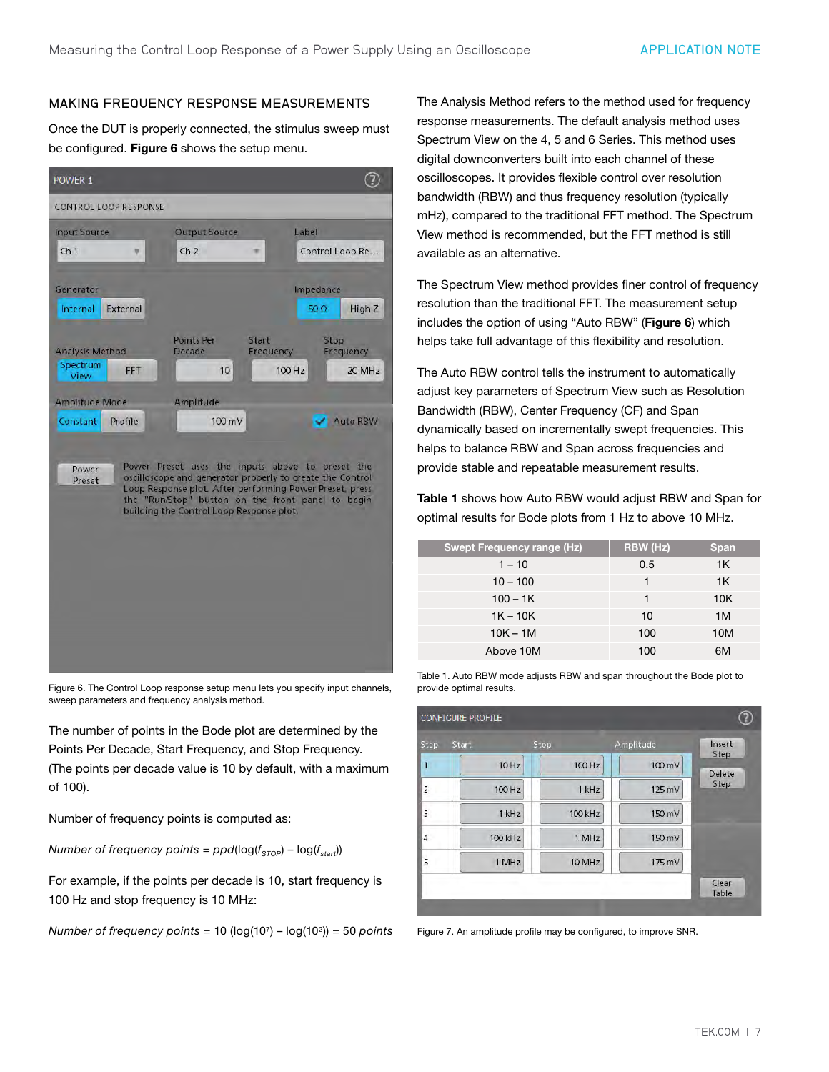## MAKING FREQUENCY RESPONSE MEASUREMENTS

Once the DUT is properly connected, the stimulus sweep must be configured. **Figure 6** shows the setup menu.

Figure 6. The Control Loop response setup menu lets you specify input channels, sweep parameters and frequency analysis method.

The number of points in the Bode plot are determined by the Points Per Decade, Start Frequency, and Stop Frequency. (The points per decade value is 10 by default, with a maximum of 100).

Number of frequency points is computed as:

*Number of frequency points* = $ppd(\log(f_{STOP}) - \log(f_{start}))$

For example, if the points per decade is 10, start frequency is 100 Hz and stop frequency is 10 MHz:

*Number of frequency points* = $10 (\log(10^7) - \log(10^2)) = 50$ *points*

The Analysis Method refers to the method used for frequency response measurements. The default analysis method uses Spectrum View on the 4, 5 and 6 Series. This method uses digital downconverters built into each channel of these oscilloscopes. It provides flexible control over resolution bandwidth (RBW) and thus frequency resolution (typically mHz), compared to the traditional FFT method. The Spectrum View method is recommended, but the FFT method is still available as an alternative.

The Spectrum View method provides finer control of frequency resolution than the traditional FFT. The measurement setup includes the option of using "Auto RBW" (**Figure 6**) which helps take full advantage of this flexibility and resolution.

The Auto RBW control tells the instrument to automatically adjust key parameters of Spectrum View such as Resolution Bandwidth (RBW), Center Frequency (CF) and Span dynamically based on incrementally swept frequencies. This helps to balance RBW and Span across frequencies and provide stable and repeatable measurement results.

**Table 1** shows how Auto RBW would adjust RBW and Span for optimal results for Bode plots from 1 Hz to above 10 MHz.

| Swept Frequency range (Hz) | RBW (Hz) | Span |
|---|---|---|
| 1 – 10 | 0.5 | 1K |
| 10 – 100 | 1 | 1K |
| 100 – 1K | 1 | 10K |
| 1K – 10K | 10 | 1M |
| 10K – 1M | 100 | 10M |
| Above 10M | 100 | 6M |

Table 1. Auto RBW mode adjusts RBW and span throughout the Bode plot to provide optimal results.

Figure 7. An amplitude profile may be configured, to improve SNR.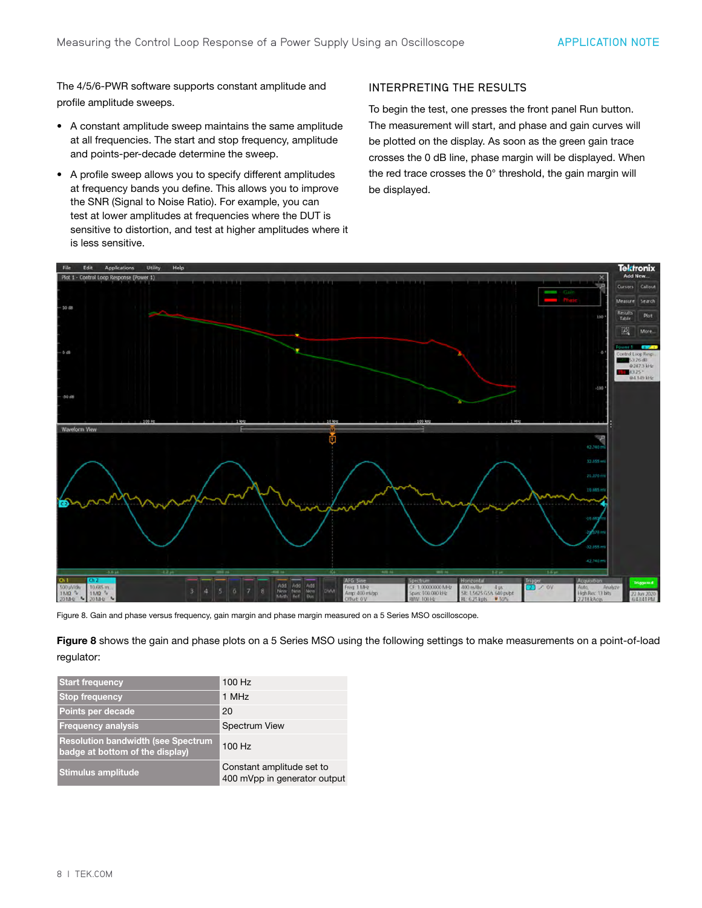The 4/5/6-PWR software supports constant amplitude and profile amplitude sweeps.

- A constant amplitude sweep maintains the same amplitude at all frequencies. The start and stop frequency, amplitude and points-per-decade determine the sweep.
- A profile sweep allows you to specify different amplitudes at frequency bands you define. This allows you to improve the SNR (Signal to Noise Ratio). For example, you can test at lower amplitudes at frequencies where the DUT is sensitive to distortion, and test at higher amplitudes where it is less sensitive.

## INTERPRETING THE RESULTS

To begin the test, one presses the front panel Run button. The measurement will start, and phase and gain curves will be plotted on the display. As soon as the green gain trace crosses the 0 dB line, phase margin will be displayed. When the red trace crosses the 0° threshold, the gain margin will be displayed.

Figure 8. Gain and phase versus frequency, gain margin and phase margin measured on a 5 Series MSO oscilloscope.

**Figure 8** shows the gain and phase plots on a 5 Series MSO using the following settings to make measurements on a point-of-load regulator:

| | |
|---|---|
| **Start frequency** | 100 Hz |
| **Stop frequency** | 1 MHz |
| **Points per decade** | 20 |
| **Frequency analysis** | Spectrum View |
| **Resolution bandwidth (see Spectrum badge at bottom of the display)** | 100 Hz |
| **Stimulus amplitude** | Constant amplitude set to 400 mVpp in generator output |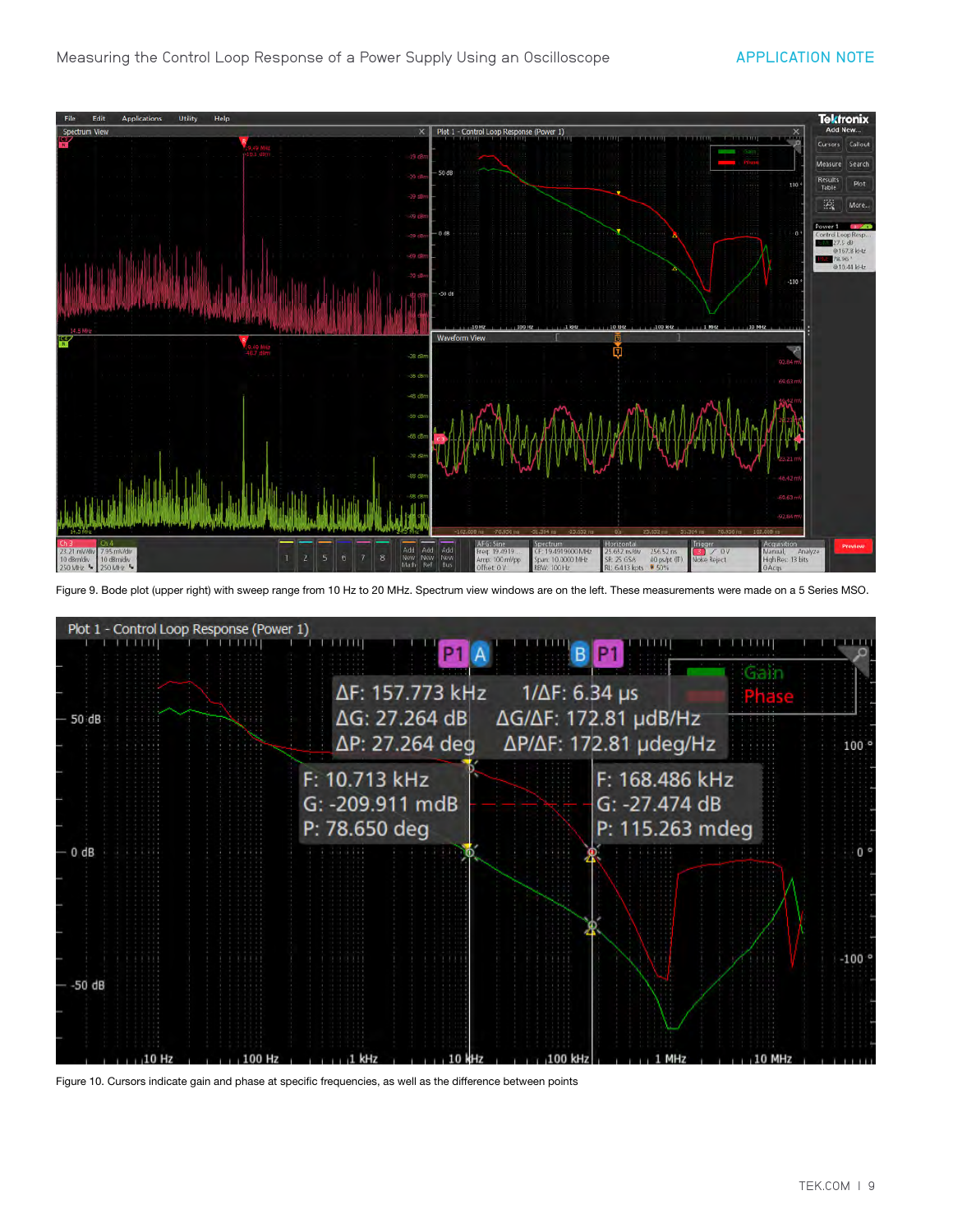Figure 9. Bode plot (upper right) with sweep range from 10 Hz to 20 MHz. Spectrum view windows are on the left. These measurements were made on a 5 Series MSO.

Figure 10. Cursors indicate gain and phase at specific frequencies, as well as the difference between points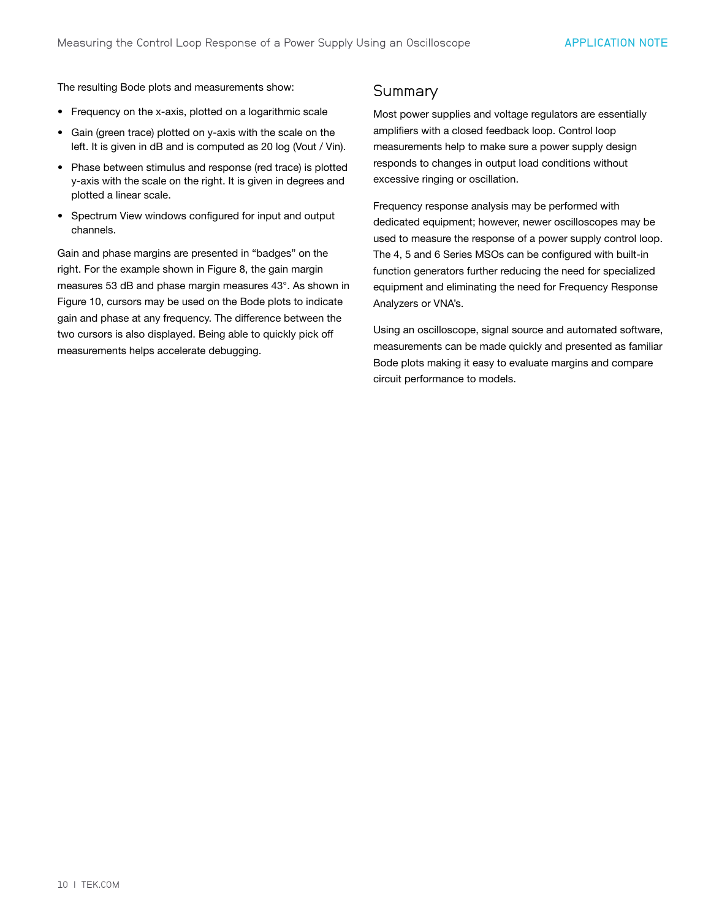The resulting Bode plots and measurements show:

- Frequency on the x-axis, plotted on a logarithmic scale
- Gain (green trace) plotted on y-axis with the scale on the left. It is given in dB and is computed as 20 log (Vout / Vin).
- Phase between stimulus and response (red trace) is plotted y-axis with the scale on the right. It is given in degrees and plotted a linear scale.
- Spectrum View windows configured for input and output channels.

Gain and phase margins are presented in "badges" on the right. For the example shown in Figure 8, the gain margin measures 53 dB and phase margin measures 43°. As shown in Figure 10, cursors may be used on the Bode plots to indicate gain and phase at any frequency. The difference between the two cursors is also displayed. Being able to quickly pick off measurements helps accelerate debugging.

## Summary

Most power supplies and voltage regulators are essentially amplifiers with a closed feedback loop. Control loop measurements help to make sure a power supply design responds to changes in output load conditions without excessive ringing or oscillation.

Frequency response analysis may be performed with dedicated equipment; however, newer oscilloscopes may be used to measure the response of a power supply control loop. The 4, 5 and 6 Series MSOs can be configured with built-in function generators further reducing the need for specialized equipment and eliminating the need for Frequency Response Analyzers or VNA's.

Using an oscilloscope, signal source and automated software, measurements can be made quickly and presented as familiar Bode plots making it easy to evaluate margins and compare circuit performance to models.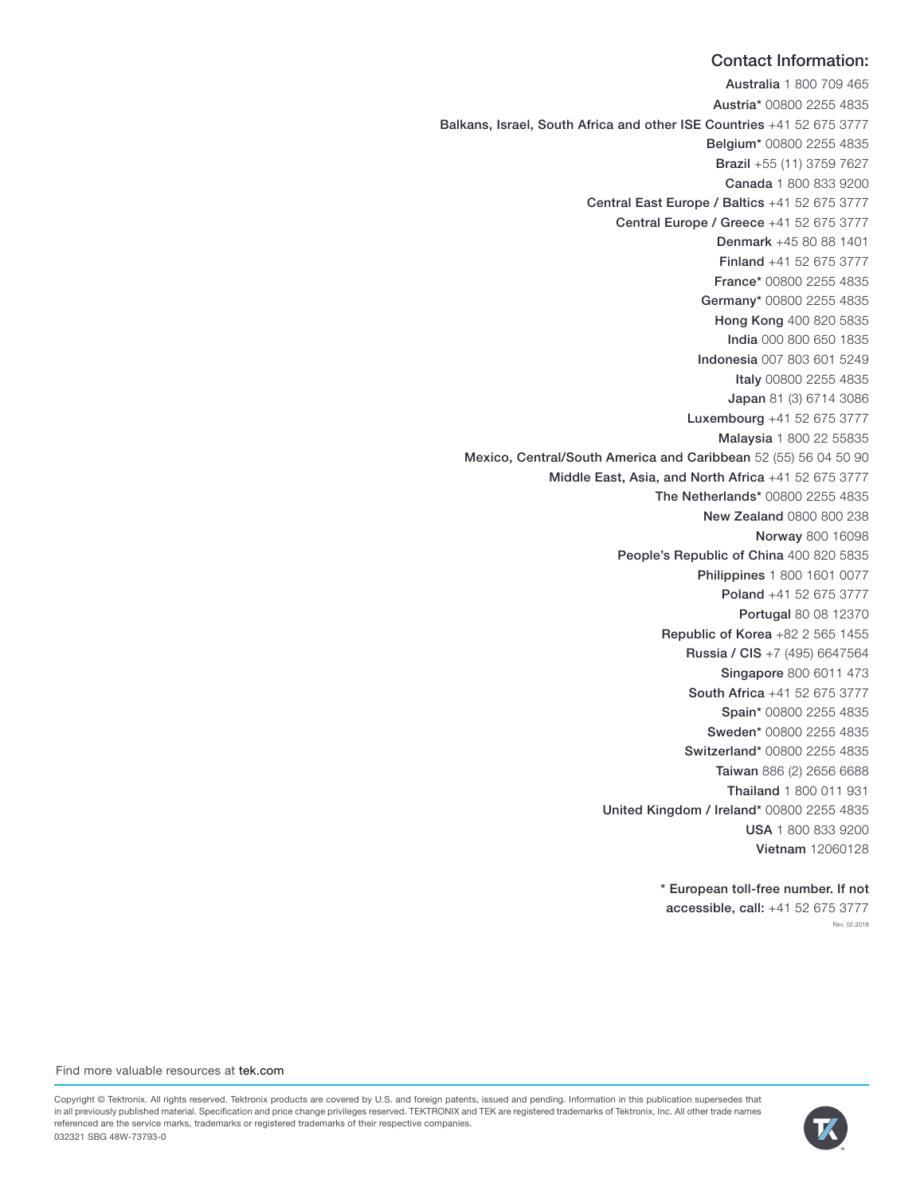## Contact Information:

**Australia** 1 800 709 465
**Austria*** 00800 2255 4835
**Balkans, Israel, South Africa and other ISE Countries** +41 52 675 3777
**Belgium*** 00800 2255 4835
**Brazil** +55 (11) 3759 7627
**Canada** 1 800 833 9200
**Central East Europe / Baltics** +41 52 675 3777
**Central Europe / Greece** +41 52 675 3777
**Denmark** +45 80 88 1401
**Finland** +41 52 675 3777
**France*** 00800 2255 4835
**Germany*** 00800 2255 4835
**Hong Kong** 400 820 5835
**India** 000 800 650 1835
**Indonesia** 007 803 601 5249
**Italy** 00800 2255 4835
**Japan** 81 (3) 6714 3086
**Luxembourg** +41 52 675 3777
**Malaysia** 1 800 22 55835
**Mexico, Central/South America and Caribbean** 52 (55) 56 04 50 90
**Middle East, Asia, and North Africa** +41 52 675 3777
**The Netherlands*** 00800 2255 4835
**New Zealand** 0800 800 238
**Norway** 800 16098
**People's Republic of China** 400 820 5835
**Philippines** 1 800 1601 0077
**Poland** +41 52 675 3777
**Portugal** 80 08 12370
**Republic of Korea** +82 2 565 1455
**Russia / CIS** +7 (495) 6647564
**Singapore** 800 6011 473
**South Africa** +41 52 675 3777
**Spain*** 00800 2255 4835
**Sweden*** 00800 2255 4835
**Switzerland*** 00800 2255 4835
**Taiwan** 886 (2) 2656 6688
**Thailand** 1 800 011 931
**United Kingdom / Ireland*** 00800 2255 4835
**USA** 1 800 833 9200
**Vietnam** 12060128

* European toll-free number. If not accessible, call: +41 52 675 3777

Rev. 02.2018

Find more valuable resources at tek.com

Copyright © Tektronix. All rights reserved. Tektronix products are covered by U.S. and foreign patents, issued and pending. Information in this publication supersedes that in all previously published material. Specification and price change privileges reserved. TEKTRONIX and TEK are registered trademarks of Tektronix, Inc. All other trade names referenced are the service marks, trademarks or registered trademarks of their respective companies.
032321 SBG 48W-73793-0